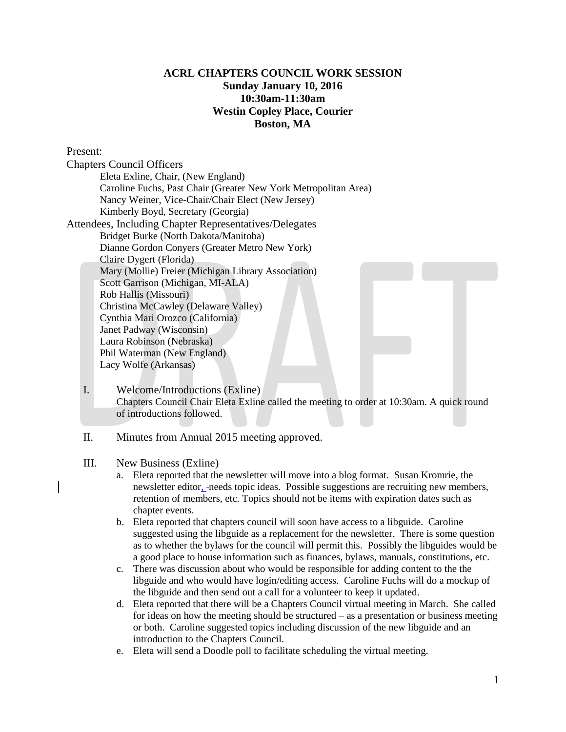**ACRL CHAPTERS COUNCIL WORK SESSION**
**Sunday January 10, 2016**
**10:30am-11:30am**
**Westin Copley Place, Courier**
**Boston, MA**

Present:

Chapters Council Officers

- Eleta Exline, Chair, (New England)
- Caroline Fuchs, Past Chair (Greater New York Metropolitan Area)
- Nancy Weiner, Vice-Chair/Chair Elect (New Jersey)
- Kimberly Boyd, Secretary (Georgia)

Attendees, Including Chapter Representatives/Delegates

- Bridget Burke (North Dakota/Manitoba)
- Dianne Gordon Conyers (Greater Metro New York)
- Claire Dygert (Florida)
- Mary (Mollie) Freier (Michigan Library Association)
- Scott Garrison (Michigan, MI-ALA)
- Rob Hallis (Missouri)
- Christina McCawley (Delaware Valley)
- Cynthia Mari Orozco (California)
- Janet Padway (Wisconsin)
- Laura Robinson (Nebraska)
- Phil Waterman (New England)
- Lacy Wolfe (Arkansas)

I. Welcome/Introductions (Exline)

Chapters Council Chair Eleta Exline called the meeting to order at 10:30am. A quick round of introductions followed.

II. Minutes from Annual 2015 meeting approved.

III. New Business (Exline)

a. Eleta reported that the newsletter will move into a blog format. Susan Kromrie, the newsletter editor, needs topic ideas. Possible suggestions are recruiting new members, retention of members, etc. Topics should not be items with expiration dates such as chapter events.

b. Eleta reported that chapters council will soon have access to a libguide. Caroline suggested using the libguide as a replacement for the newsletter. There is some question as to whether the bylaws for the council will permit this. Possibly the libguides would be a good place to house information such as finances, bylaws, manuals, constitutions, etc.

c. There was discussion about who would be responsible for adding content to the the libguide and who would have login/editing access. Caroline Fuchs will do a mockup of the libguide and then send out a call for a volunteer to keep it updated.

d. Eleta reported that there will be a Chapters Council virtual meeting in March. She called for ideas on how the meeting should be structured – as a presentation or business meeting or both. Caroline suggested topics including discussion of the new libguide and an introduction to the Chapters Council.

e. Eleta will send a Doodle poll to facilitate scheduling the virtual meeting.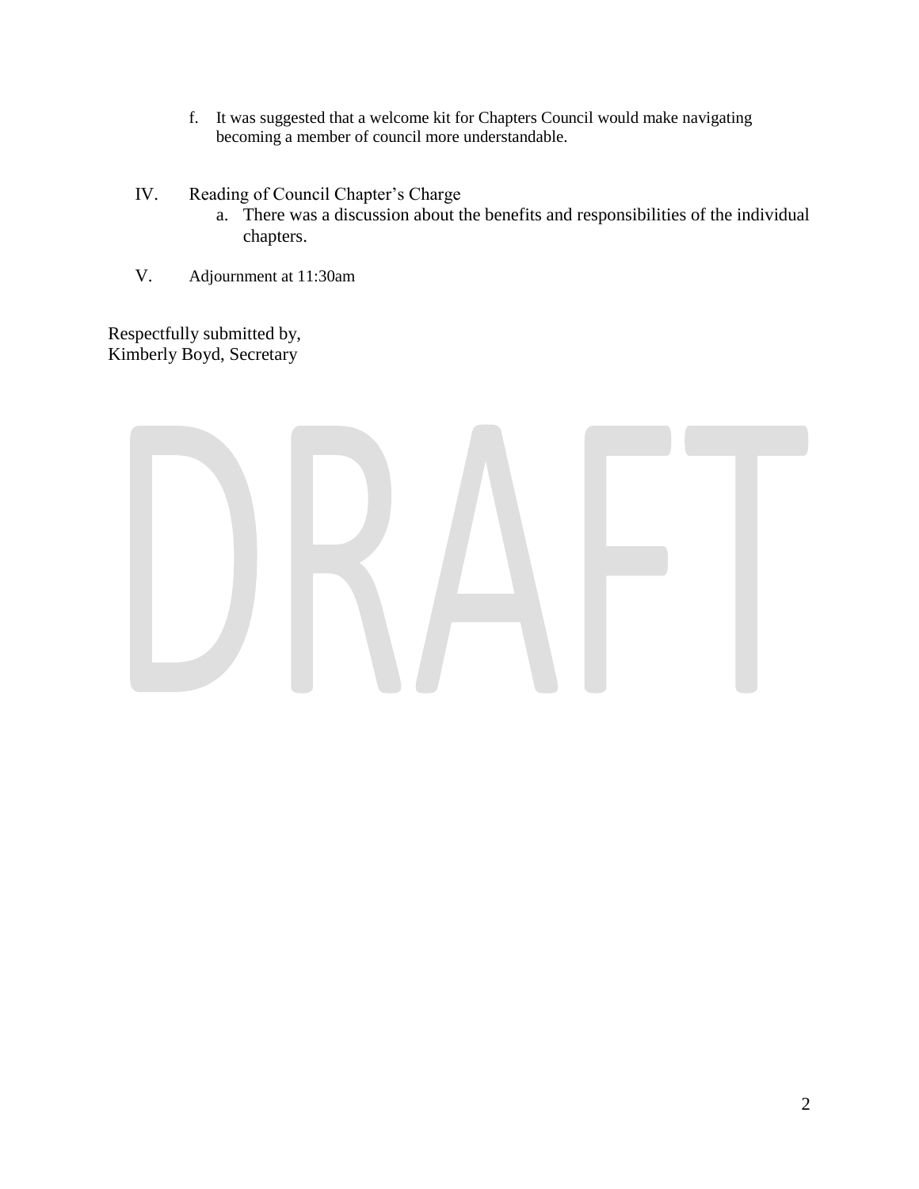f. It was suggested that a welcome kit for Chapters Council would make navigating becoming a member of council more understandable.

IV. Reading of Council Chapter's Charge

a. There was a discussion about the benefits and responsibilities of the individual chapters.

V. Adjournment at 11:30am

Respectfully submitted by,
Kimberly Boyd, Secretary

DRAFT